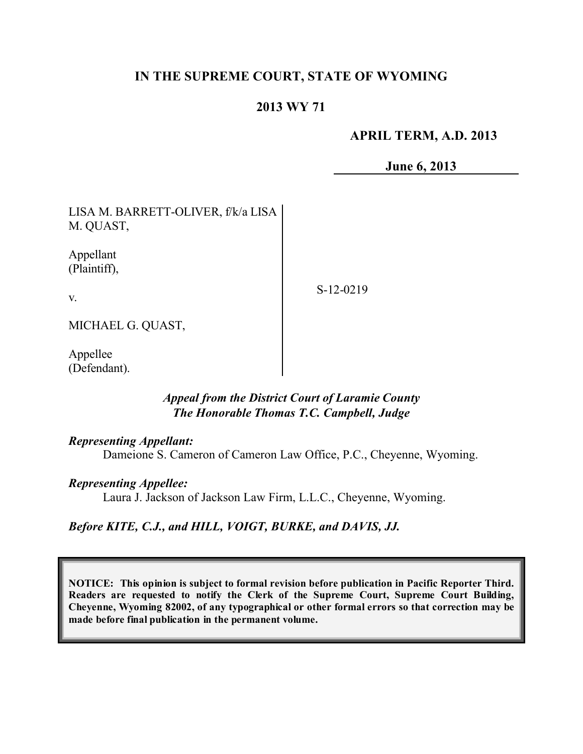**IN THE SUPREME COURT, STATE OF WYOMING**

**2013 WY 71**

**APRIL TERM, A.D. 2013**

**June 6, 2013**

LISA M. BARRETT-OLIVER, f/k/a LISA M. QUAST,

Appellant (Plaintiff),

v.

MICHAEL G. QUAST,

Appellee (Defendant).

S-12-0219

***Appeal from the District Court of Laramie County***
***The Honorable Thomas T.C. Campbell, Judge***

***Representing Appellant:***
Dameione S. Cameron of Cameron Law Office, P.C., Cheyenne, Wyoming.

***Representing Appellee:***
Laura J. Jackson of Jackson Law Firm, L.L.C., Cheyenne, Wyoming.

***Before KITE, C.J., and HILL, VOIGT, BURKE, and DAVIS, JJ.***

**NOTICE: This opinion is subject to formal revision before publication in Pacific Reporter Third. Readers are requested to notify the Clerk of the Supreme Court, Supreme Court Building, Cheyenne, Wyoming 82002, of any typographical or other formal errors so that correction may be made before final publication in the permanent volume.**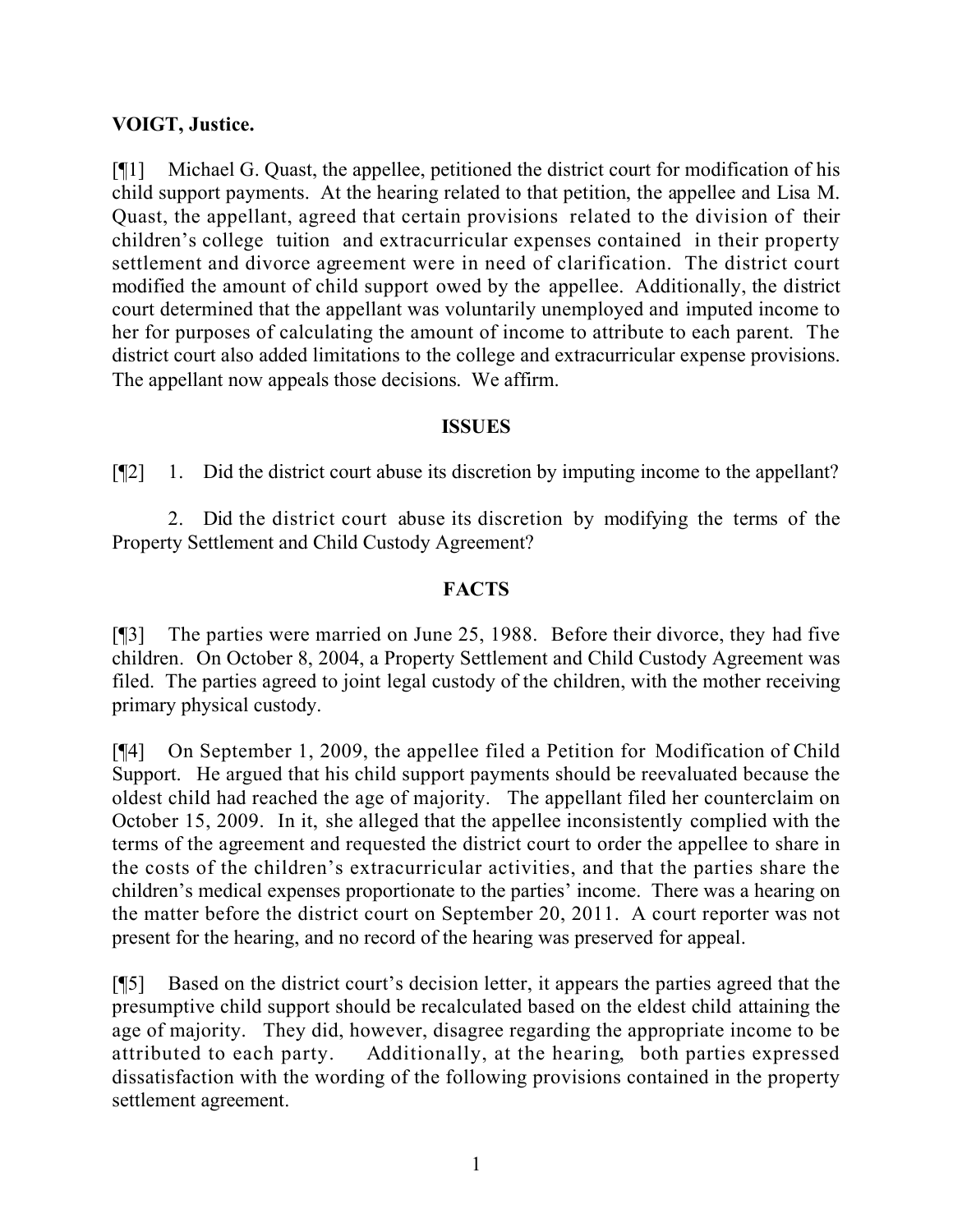**VOIGT, Justice.**

[¶1] Michael G. Quast, the appellee, petitioned the district court for modification of his child support payments. At the hearing related to that petition, the appellee and Lisa M. Quast, the appellant, agreed that certain provisions related to the division of their children's college tuition and extracurricular expenses contained in their property settlement and divorce agreement were in need of clarification. The district court modified the amount of child support owed by the appellee. Additionally, the district court determined that the appellant was voluntarily unemployed and imputed income to her for purposes of calculating the amount of income to attribute to each parent. The district court also added limitations to the college and extracurricular expense provisions. The appellant now appeals those decisions. We affirm.

## ISSUES

[¶2] 1. Did the district court abuse its discretion by imputing income to the appellant?

2. Did the district court abuse its discretion by modifying the terms of the Property Settlement and Child Custody Agreement?

## FACTS

[¶3] The parties were married on June 25, 1988. Before their divorce, they had five children. On October 8, 2004, a Property Settlement and Child Custody Agreement was filed. The parties agreed to joint legal custody of the children, with the mother receiving primary physical custody.

[¶4] On September 1, 2009, the appellee filed a Petition for Modification of Child Support. He argued that his child support payments should be reevaluated because the oldest child had reached the age of majority. The appellant filed her counterclaim on October 15, 2009. In it, she alleged that the appellee inconsistently complied with the terms of the agreement and requested the district court to order the appellee to share in the costs of the children's extracurricular activities, and that the parties share the children's medical expenses proportionate to the parties' income. There was a hearing on the matter before the district court on September 20, 2011. A court reporter was not present for the hearing, and no record of the hearing was preserved for appeal.

[¶5] Based on the district court's decision letter, it appears the parties agreed that the presumptive child support should be recalculated based on the eldest child attaining the age of majority. They did, however, disagree regarding the appropriate income to be attributed to each party. Additionally, at the hearing, both parties expressed dissatisfaction with the wording of the following provisions contained in the property settlement agreement.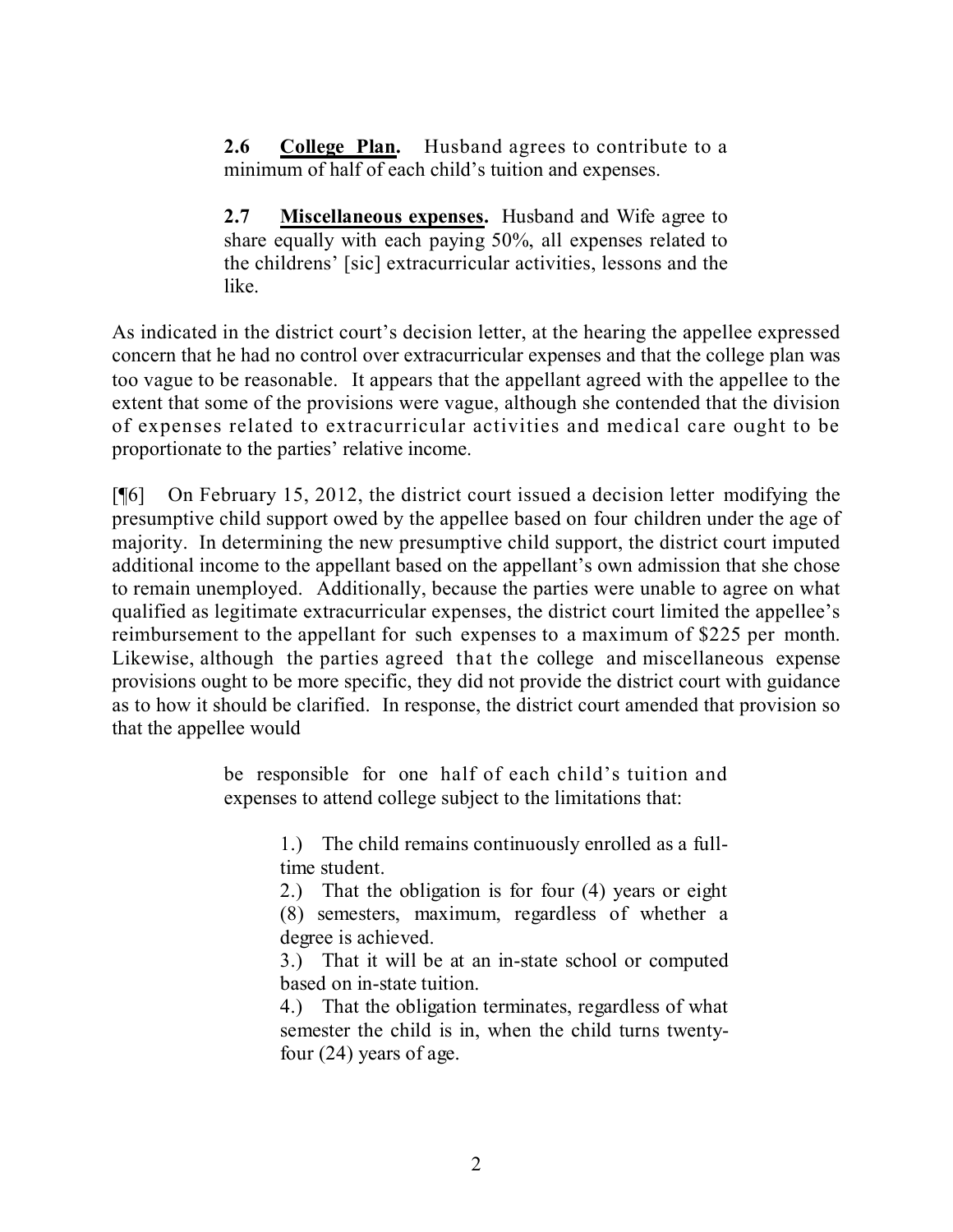> **2.6 College Plan.** Husband agrees to contribute to a minimum of half of each child's tuition and expenses.
>
> **2.7 Miscellaneous expenses.** Husband and Wife agree to share equally with each paying 50%, all expenses related to the childrens' [sic] extracurricular activities, lessons and the like.

As indicated in the district court's decision letter, at the hearing the appellee expressed concern that he had no control over extracurricular expenses and that the college plan was too vague to be reasonable. It appears that the appellant agreed with the appellee to the extent that some of the provisions were vague, although she contended that the division of expenses related to extracurricular activities and medical care ought to be proportionate to the parties' relative income.

[¶6] On February 15, 2012, the district court issued a decision letter modifying the presumptive child support owed by the appellee based on four children under the age of majority. In determining the new presumptive child support, the district court imputed additional income to the appellant based on the appellant's own admission that she chose to remain unemployed. Additionally, because the parties were unable to agree on what qualified as legitimate extracurricular expenses, the district court limited the appellee's reimbursement to the appellant for such expenses to a maximum of $225 per month. Likewise, although the parties agreed that the college and miscellaneous expense provisions ought to be more specific, they did not provide the district court with guidance as to how it should be clarified. In response, the district court amended that provision so that the appellee would

> be responsible for one half of each child's tuition and expenses to attend college subject to the limitations that:
>
> 1.) The child remains continuously enrolled as a full-time student.
> 2.) That the obligation is for four (4) years or eight (8) semesters, maximum, regardless of whether a degree is achieved.
> 3.) That it will be at an in-state school or computed based on in-state tuition.
> 4.) That the obligation terminates, regardless of what semester the child is in, when the child turns twenty-four (24) years of age.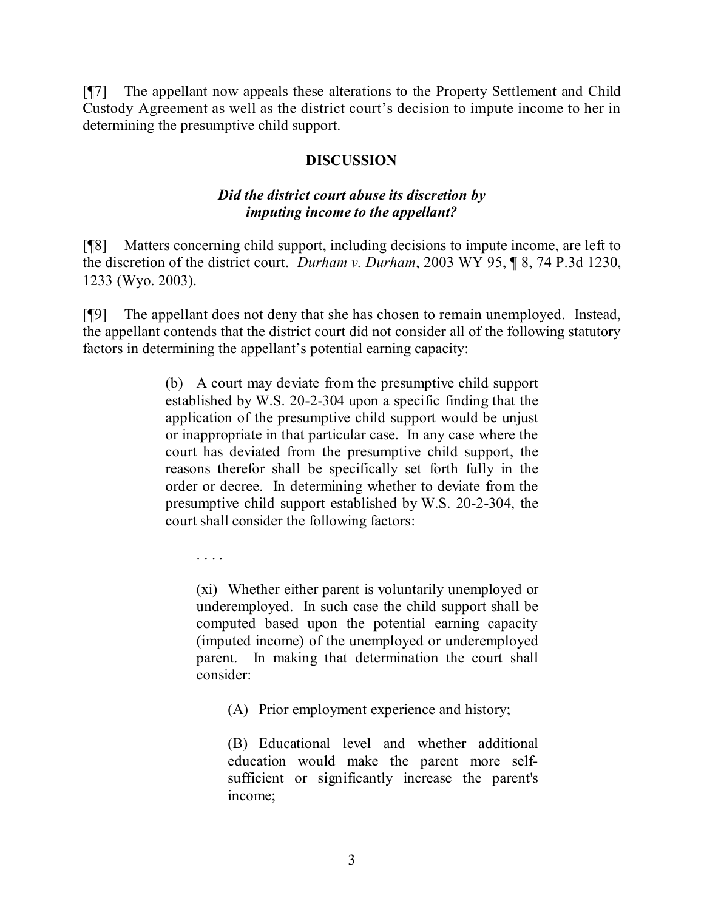[¶7] The appellant now appeals these alterations to the Property Settlement and Child Custody Agreement as well as the district court's decision to impute income to her in determining the presumptive child support.

## DISCUSSION

### *Did the district court abuse its discretion by imputing income to the appellant?*

[¶8] Matters concerning child support, including decisions to impute income, are left to the discretion of the district court. *Durham v. Durham*, 2003 WY 95, ¶ 8, 74 P.3d 1230, 1233 (Wyo. 2003).

[¶9] The appellant does not deny that she has chosen to remain unemployed. Instead, the appellant contends that the district court did not consider all of the following statutory factors in determining the appellant's potential earning capacity:

> (b) A court may deviate from the presumptive child support established by W.S. 20-2-304 upon a specific finding that the application of the presumptive child support would be unjust or inappropriate in that particular case. In any case where the court has deviated from the presumptive child support, the reasons therefor shall be specifically set forth fully in the order or decree. In determining whether to deviate from the presumptive child support established by W.S. 20-2-304, the court shall consider the following factors:
>
> . . . .
>
> (xi) Whether either parent is voluntarily unemployed or underemployed. In such case the child support shall be computed based upon the potential earning capacity (imputed income) of the unemployed or underemployed parent. In making that determination the court shall consider:
>
> (A) Prior employment experience and history;
>
> (B) Educational level and whether additional education would make the parent more self-sufficient or significantly increase the parent's income;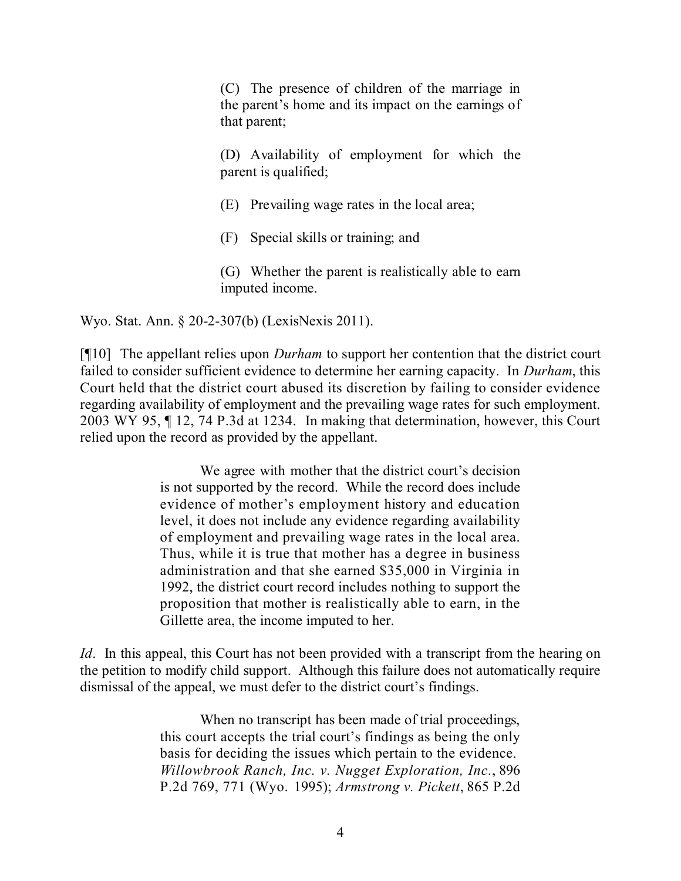> (C) The presence of children of the marriage in the parent's home and its impact on the earnings of that parent;
>
> (D) Availability of employment for which the parent is qualified;
>
> (E) Prevailing wage rates in the local area;
>
> (F) Special skills or training; and
>
> (G) Whether the parent is realistically able to earn imputed income.

Wyo. Stat. Ann. § 20-2-307(b) (LexisNexis 2011).

[¶10] The appellant relies upon *Durham* to support her contention that the district court failed to consider sufficient evidence to determine her earning capacity. In *Durham*, this Court held that the district court abused its discretion by failing to consider evidence regarding availability of employment and the prevailing wage rates for such employment. 2003 WY 95, ¶ 12, 74 P.3d at 1234. In making that determination, however, this Court relied upon the record as provided by the appellant.

> We agree with mother that the district court's decision is not supported by the record. While the record does include evidence of mother's employment history and education level, it does not include any evidence regarding availability of employment and prevailing wage rates in the local area. Thus, while it is true that mother has a degree in business administration and that she earned $35,000 in Virginia in 1992, the district court record includes nothing to support the proposition that mother is realistically able to earn, in the Gillette area, the income imputed to her.

*Id*. In this appeal, this Court has not been provided with a transcript from the hearing on the petition to modify child support. Although this failure does not automatically require dismissal of the appeal, we must defer to the district court's findings.

> When no transcript has been made of trial proceedings, this court accepts the trial court's findings as being the only basis for deciding the issues which pertain to the evidence. *Willowbrook Ranch, Inc. v. Nugget Exploration, Inc.*, 896 P.2d 769, 771 (Wyo. 1995); *Armstrong v. Pickett*, 865 P.2d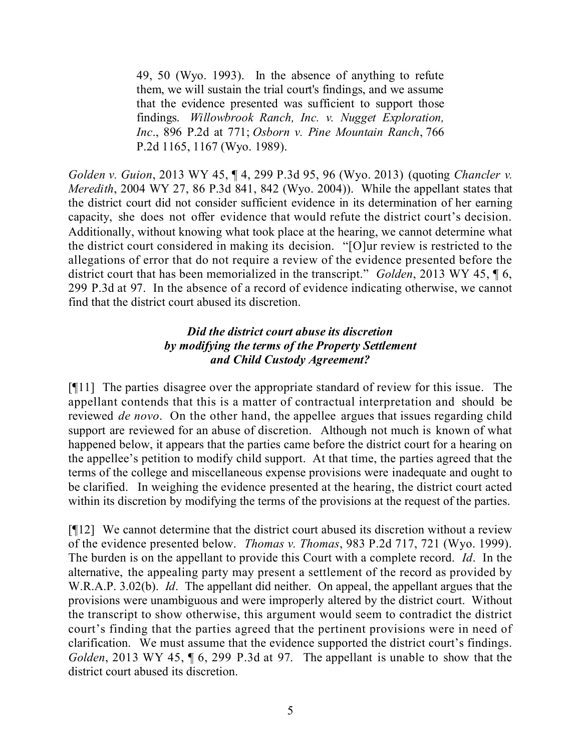> 49, 50 (Wyo. 1993). In the absence of anything to refute them, we will sustain the trial court's findings, and we assume that the evidence presented was sufficient to support those findings. *Willowbrook Ranch, Inc. v. Nugget Exploration, Inc*., 896 P.2d at 771; *Osborn v. Pine Mountain Ranch*, 766 P.2d 1165, 1167 (Wyo. 1989).

*Golden v. Guion*, 2013 WY 45, ¶ 4, 299 P.3d 95, 96 (Wyo. 2013) (quoting *Chancler v. Meredith*, 2004 WY 27, 86 P.3d 841, 842 (Wyo. 2004)). While the appellant states that the district court did not consider sufficient evidence in its determination of her earning capacity, she does not offer evidence that would refute the district court's decision. Additionally, without knowing what took place at the hearing, we cannot determine what the district court considered in making its decision. "[O]ur review is restricted to the allegations of error that do not require a review of the evidence presented before the district court that has been memorialized in the transcript." *Golden*, 2013 WY 45, ¶ 6, 299 P.3d at 97. In the absence of a record of evidence indicating otherwise, we cannot find that the district court abused its discretion.

### *Did the district court abuse its discretion by modifying the terms of the Property Settlement and Child Custody Agreement?*

[¶11] The parties disagree over the appropriate standard of review for this issue. The appellant contends that this is a matter of contractual interpretation and should be reviewed *de novo*. On the other hand, the appellee argues that issues regarding child support are reviewed for an abuse of discretion. Although not much is known of what happened below, it appears that the parties came before the district court for a hearing on the appellee's petition to modify child support. At that time, the parties agreed that the terms of the college and miscellaneous expense provisions were inadequate and ought to be clarified. In weighing the evidence presented at the hearing, the district court acted within its discretion by modifying the terms of the provisions at the request of the parties.

[¶12] We cannot determine that the district court abused its discretion without a review of the evidence presented below. *Thomas v. Thomas*, 983 P.2d 717, 721 (Wyo. 1999). The burden is on the appellant to provide this Court with a complete record. *Id*. In the alternative, the appealing party may present a settlement of the record as provided by W.R.A.P. 3.02(b). *Id*. The appellant did neither. On appeal, the appellant argues that the provisions were unambiguous and were improperly altered by the district court. Without the transcript to show otherwise, this argument would seem to contradict the district court's finding that the parties agreed that the pertinent provisions were in need of clarification. We must assume that the evidence supported the district court's findings. *Golden*, 2013 WY 45, ¶ 6, 299 P.3d at 97. The appellant is unable to show that the district court abused its discretion.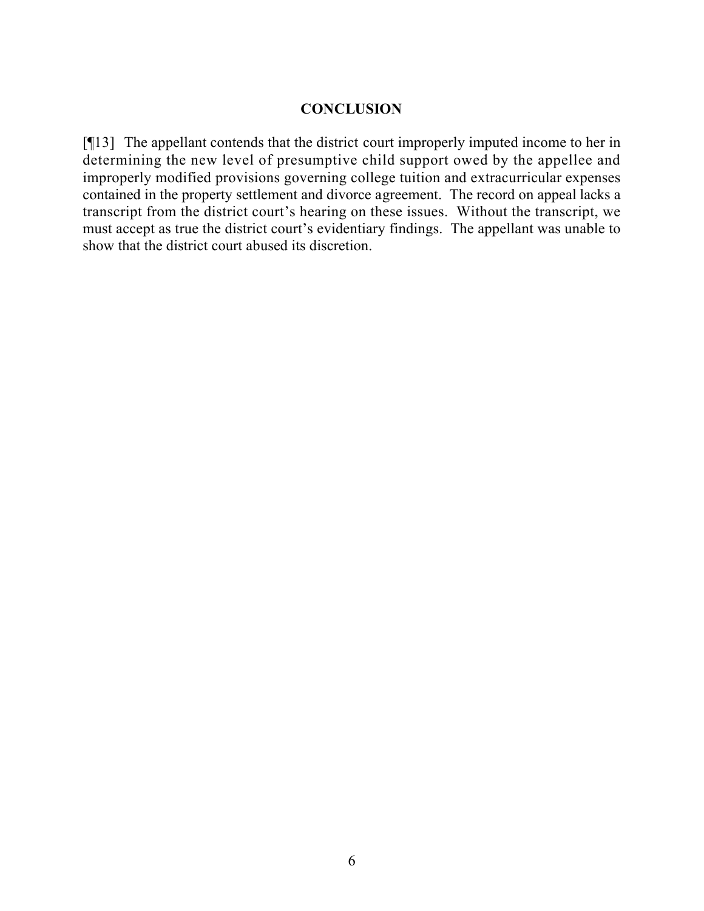## CONCLUSION

[¶13] The appellant contends that the district court improperly imputed income to her in determining the new level of presumptive child support owed by the appellee and improperly modified provisions governing college tuition and extracurricular expenses contained in the property settlement and divorce agreement. The record on appeal lacks a transcript from the district court's hearing on these issues. Without the transcript, we must accept as true the district court's evidentiary findings. The appellant was unable to show that the district court abused its discretion.